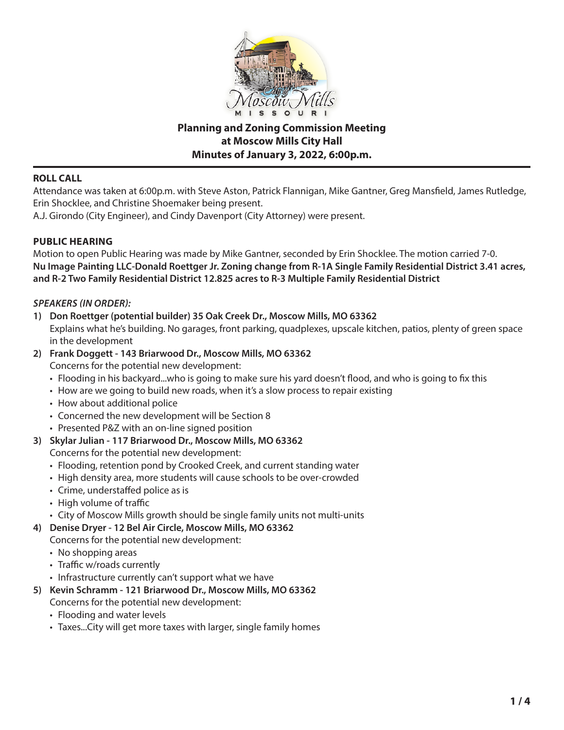# Planning and Zoning Commission Meeting at Moscow Mills City Hall Minutes of January 3, 2022, 6:00p.m.

## ROLL CALL

Attendance was taken at 6:00p.m. with Steve Aston, Patrick Flannigan, Mike Gantner, Greg Mansfield, James Rutledge, Erin Shocklee, and Christine Shoemaker being present.

A.J. Girondo (City Engineer), and Cindy Davenport (City Attorney) were present.

## PUBLIC HEARING

Motion to open Public Hearing was made by Mike Gantner, seconded by Erin Shocklee. The motion carried 7-0.

**Nu Image Painting LLC-Donald Roettger Jr. Zoning change from R-1A Single Family Residential District 3.41 acres, and R-2 Two Family Residential District 12.825 acres to R-3 Multiple Family Residential District**

***SPEAKERS (IN ORDER):***

1) **Don Roettger (potential builder) 35 Oak Creek Dr., Moscow Mills, MO 63362**
   Explains what he's building. No garages, front parking, quadplexes, upscale kitchen, patios, plenty of green space in the development
2) **Frank Doggett - 143 Briarwood Dr., Moscow Mills, MO 63362**
   Concerns for the potential new development:
   - Flooding in his backyard...who is going to make sure his yard doesn't flood, and who is going to fix this
   - How are we going to build new roads, when it's a slow process to repair existing
   - How about additional police
   - Concerned the new development will be Section 8
   - Presented P&Z with an on-line signed position
3) **Skylar Julian - 117 Briarwood Dr., Moscow Mills, MO 63362**
   Concerns for the potential new development:
   - Flooding, retention pond by Crooked Creek, and current standing water
   - High density area, more students will cause schools to be over-crowded
   - Crime, understaffed police as is
   - High volume of traffic
   - City of Moscow Mills growth should be single family units not multi-units
4) **Denise Dryer - 12 Bel Air Circle, Moscow Mills, MO 63362**
   Concerns for the potential new development:
   - No shopping areas
   - Traffic w/roads currently
   - Infrastructure currently can't support what we have
5) **Kevin Schramm - 121 Briarwood Dr., Moscow Mills, MO 63362**
   Concerns for the potential new development:
   - Flooding and water levels
   - Taxes...City will get more taxes with larger, single family homes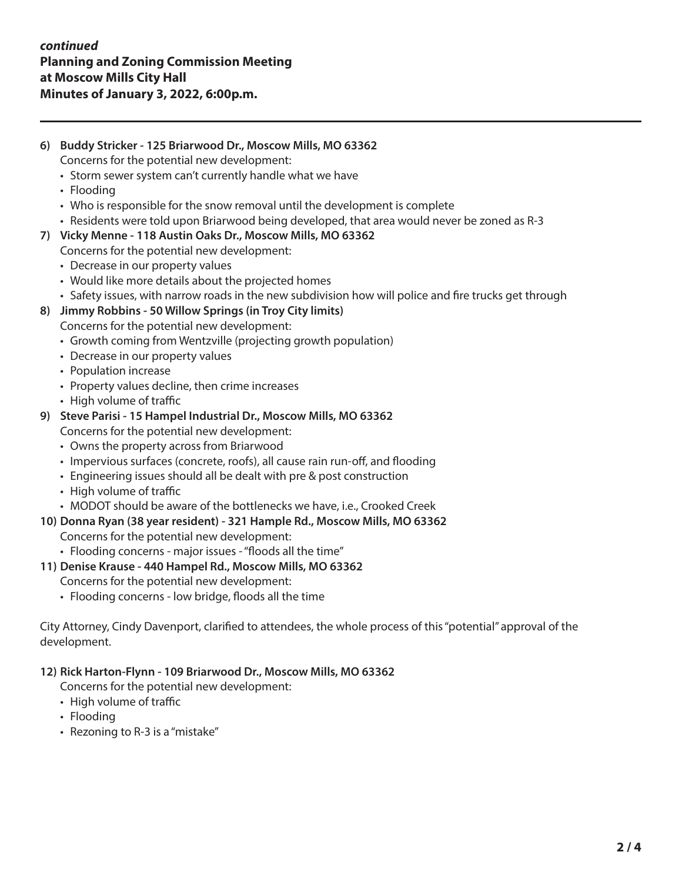***continued***
**Planning and Zoning Commission Meeting**
**at Moscow Mills City Hall**
**Minutes of January 3, 2022, 6:00p.m.**

---

6) **Buddy Stricker - 125 Briarwood Dr., Moscow Mills, MO 63362**
   Concerns for the potential new development:
   - Storm sewer system can't currently handle what we have
   - Flooding
   - Who is responsible for the snow removal until the development is complete
   - Residents were told upon Briarwood being developed, that area would never be zoned as R-3
7) **Vicky Menne - 118 Austin Oaks Dr., Moscow Mills, MO 63362**
   Concerns for the potential new development:
   - Decrease in our property values
   - Would like more details about the projected homes
   - Safety issues, with narrow roads in the new subdivision how will police and fire trucks get through
8) **Jimmy Robbins - 50 Willow Springs (in Troy City limits)**
   Concerns for the potential new development:
   - Growth coming from Wentzville (projecting growth population)
   - Decrease in our property values
   - Population increase
   - Property values decline, then crime increases
   - High volume of traffic
9) **Steve Parisi - 15 Hampel Industrial Dr., Moscow Mills, MO 63362**
   Concerns for the potential new development:
   - Owns the property across from Briarwood
   - Impervious surfaces (concrete, roofs), all cause rain run-off, and flooding
   - Engineering issues should all be dealt with pre & post construction
   - High volume of traffic
   - MODOT should be aware of the bottlenecks we have, i.e., Crooked Creek
10) **Donna Ryan (38 year resident) - 321 Hample Rd., Moscow Mills, MO 63362**
    Concerns for the potential new development:
    - Flooding concerns - major issues - "floods all the time"
11) **Denise Krause - 440 Hampel Rd., Moscow Mills, MO 63362**
    Concerns for the potential new development:
    - Flooding concerns - low bridge, floods all the time

City Attorney, Cindy Davenport, clarified to attendees, the whole process of this "potential" approval of the development.

12) **Rick Harton-Flynn - 109 Briarwood Dr., Moscow Mills, MO 63362**
    Concerns for the potential new development:
    - High volume of traffic
    - Flooding
    - Rezoning to R-3 is a "mistake"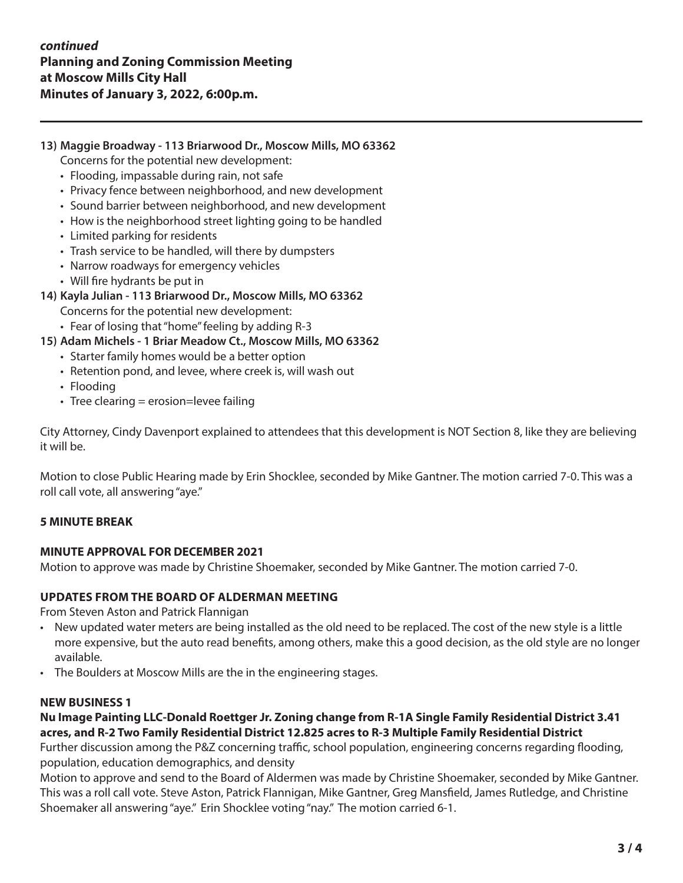***continued***
**Planning and Zoning Commission Meeting**
**at Moscow Mills City Hall**
**Minutes of January 3, 2022, 6:00p.m.**

---

13) **Maggie Broadway - 113 Briarwood Dr., Moscow Mills, MO 63362**
    Concerns for the potential new development:
    - Flooding, impassable during rain, not safe
    - Privacy fence between neighborhood, and new development
    - Sound barrier between neighborhood, and new development
    - How is the neighborhood street lighting going to be handled
    - Limited parking for residents
    - Trash service to be handled, will there by dumpsters
    - Narrow roadways for emergency vehicles
    - Will fire hydrants be put in
14) **Kayla Julian - 113 Briarwood Dr., Moscow Mills, MO 63362**
    Concerns for the potential new development:
    - Fear of losing that "home" feeling by adding R-3
15) **Adam Michels - 1 Briar Meadow Ct., Moscow Mills, MO 63362**
    - Starter family homes would be a better option
    - Retention pond, and levee, where creek is, will wash out
    - Flooding
    - Tree clearing = erosion=levee failing

City Attorney, Cindy Davenport explained to attendees that this development is NOT Section 8, like they are believing it will be.

Motion to close Public Hearing made by Erin Shocklee, seconded by Mike Gantner. The motion carried 7-0. This was a roll call vote, all answering "aye."

**5 MINUTE BREAK**

**MINUTE APPROVAL FOR DECEMBER 2021**

Motion to approve was made by Christine Shoemaker, seconded by Mike Gantner. The motion carried 7-0.

**UPDATES FROM THE BOARD OF ALDERMAN MEETING**

From Steven Aston and Patrick Flannigan

- New updated water meters are being installed as the old need to be replaced. The cost of the new style is a little more expensive, but the auto read benefits, among others, make this a good decision, as the old style are no longer available.
- The Boulders at Moscow Mills are the in the engineering stages.

**NEW BUSINESS 1**

**Nu Image Painting LLC-Donald Roettger Jr. Zoning change from R-1A Single Family Residential District 3.41 acres, and R-2 Two Family Residential District 12.825 acres to R-3 Multiple Family Residential District**

Further discussion among the P&Z concerning traffic, school population, engineering concerns regarding flooding, population, education demographics, and density

Motion to approve and send to the Board of Aldermen was made by Christine Shoemaker, seconded by Mike Gantner. This was a roll call vote. Steve Aston, Patrick Flannigan, Mike Gantner, Greg Mansfield, James Rutledge, and Christine Shoemaker all answering "aye." Erin Shocklee voting "nay." The motion carried 6-1.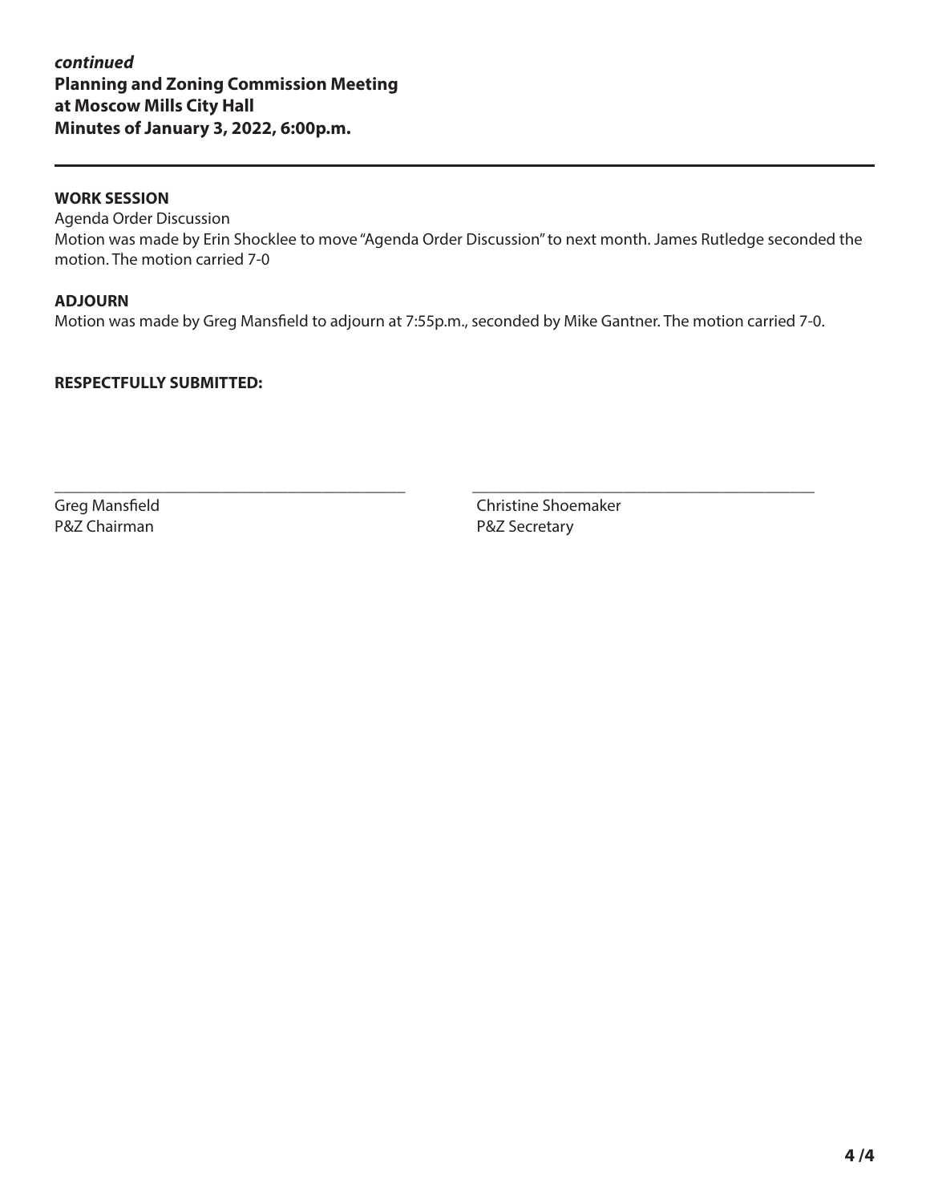***continued***
**Planning and Zoning Commission Meeting**
**at Moscow Mills City Hall**
**Minutes of January 3, 2022, 6:00p.m.**

---

**WORK SESSION**

Agenda Order Discussion

Motion was made by Erin Shocklee to move "Agenda Order Discussion" to next month. James Rutledge seconded the motion. The motion carried 7-0

**ADJOURN**

Motion was made by Greg Mansfield to adjourn at 7:55p.m., seconded by Mike Gantner. The motion carried 7-0.

**RESPECTFULLY SUBMITTED:**

___________________________________________

Greg Mansfield
P&Z Chairman

___________________________________________

Christine Shoemaker
P&Z Secretary